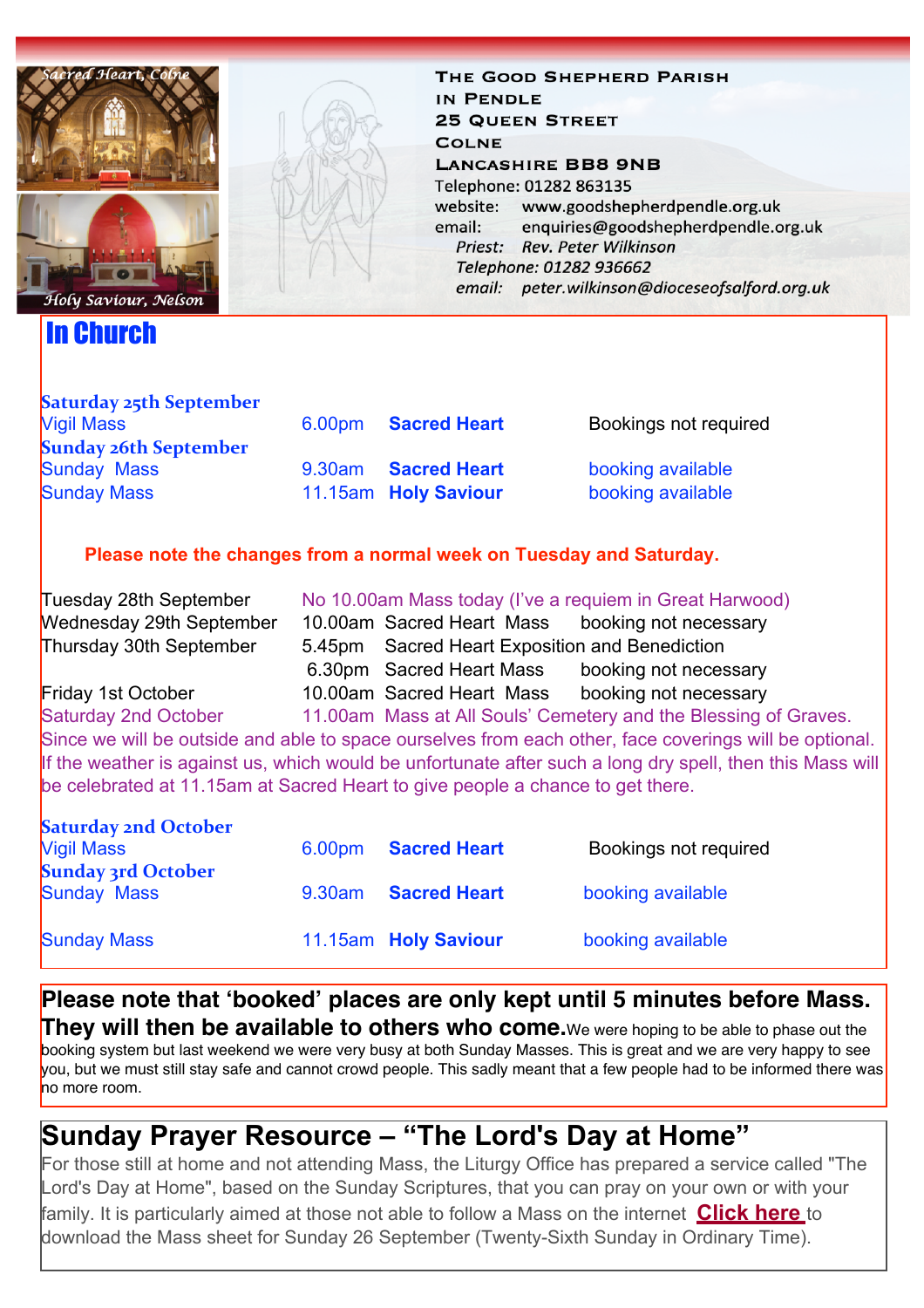Sacred Heart, Colne

Holy Saviour, Nelson

**The Good Shepherd Parish in Pendle**
**25 Queen Street**
**Colne**
**Lancashire BB8 9NB**
Telephone: 01282 863135
website: www.goodshepherdpendle.org.uk
email: enquiries@goodshepherdpendle.org.uk
*Priest: Rev. Peter Wilkinson*
*Telephone: 01282 936662*
*email: peter.wilkinson@dioceseofsalford.org.uk*

# In Church

**Saturday 25th September**

| | | | |
|---|---|---|---|
| Vigil Mass | 6.00pm | **Sacred Heart** | Bookings not required |

**Sunday 26th September**

| | | | |
|---|---|---|---|
| Sunday Mass | 9.30am | **Sacred Heart** | booking available |
| Sunday Mass | 11.15am | **Holy Saviour** | booking available |

**Please note the changes from a normal week on Tuesday and Saturday.**

| | | | |
|---|---|---|---|
| Tuesday 28th September | No 10.00am Mass today (I've a requiem in Great Harwood) | | |
| Wednesday 29th September | 10.00am | Sacred Heart Mass | booking not necessary |
| Thursday 30th September | 5.45pm | Sacred Heart Exposition and Benediction | |
| | 6.30pm | Sacred Heart Mass | booking not necessary |
| Friday 1st October | 10.00am | Sacred Heart Mass | booking not necessary |
| Saturday 2nd October | 11.00am | Mass at All Souls' Cemetery and the Blessing of Graves. | |

Since we will be outside and able to space ourselves from each other, face coverings will be optional. If the weather is against us, which would be unfortunate after such a long dry spell, then this Mass will be celebrated at 11.15am at Sacred Heart to give people a chance to get there.

**Saturday 2nd October**

| | | | |
|---|---|---|---|
| Vigil Mass | 6.00pm | **Sacred Heart** | Bookings not required |

**Sunday 3rd October**

| | | | |
|---|---|---|---|
| Sunday Mass | 9.30am | **Sacred Heart** | booking available |
| Sunday Mass | 11.15am | **Holy Saviour** | booking available |

**Please note that 'booked' places are only kept until 5 minutes before Mass. They will then be available to others who come.** We were hoping to be able to phase out the booking system but last weekend we were very busy at both Sunday Masses. This is great and we are very happy to see you, but we must still stay safe and cannot crowd people. This sadly meant that a few people had to be informed there was no more room.

## Sunday Prayer Resource – "The Lord's Day at Home"

For those still at home and not attending Mass, the Liturgy Office has prepared a service called "The Lord's Day at Home", based on the Sunday Scriptures, that you can pray on your own or with your family. It is particularly aimed at those not able to follow a Mass on the internet **Click here** to download the Mass sheet for Sunday 26 September (Twenty-Sixth Sunday in Ordinary Time).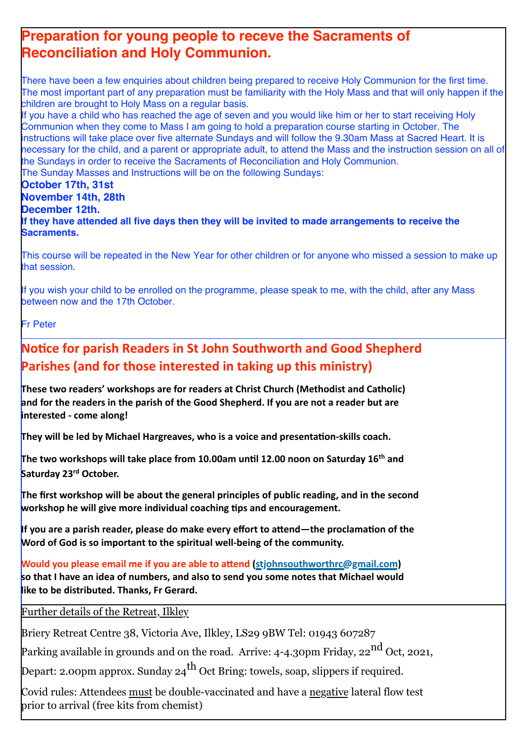## Preparation for young people to receve the Sacraments of Reconciliation and Holy Communion.

There have been a few enquiries about children being prepared to receive Holy Communion for the first time. The most important part of any preparation must be familiarity with the Holy Mass and that will only happen if the children are brought to Holy Mass on a regular basis.

If you have a child who has reached the age of seven and you would like him or her to start receiving Holy Communion when they come to Mass I am going to hold a preparation course starting in October. The instructions will take place over five alternate Sundays and will follow the 9.30am Mass at Sacred Heart. It is necessary for the child, and a parent or appropriate adult, to attend the Mass and the instruction session on all of the Sundays in order to receive the Sacraments of Reconciliation and Holy Communion.

The Sunday Masses and Instructions will be on the following Sundays:

**October 17th, 31st**
**November 14th, 28th**
**December 12th.**

**If they have attended all five days then they will be invited to made arrangements to receive the Sacraments.**

This course will be repeated in the New Year for other children or for anyone who missed a session to make up that session.

If you wish your child to be enrolled on the programme, please speak to me, with the child, after any Mass between now and the 17th October.

Fr Peter

## Notice for parish Readers in St John Southworth and Good Shepherd Parishes (and for those interested in taking up this ministry)

**These two readers' workshops are for readers at Christ Church (Methodist and Catholic) and for the readers in the parish of the Good Shepherd. If you are not a reader but are interested - come along!**

**They will be led by Michael Hargreaves, who is a voice and presentation-skills coach.**

**The two workshops will take place from 10.00am until 12.00 noon on Saturday 16th and Saturday 23rd October.**

**The first workshop will be about the general principles of public reading, and in the second workshop he will give more individual coaching tips and encouragement.**

**If you are a parish reader, please do make every effort to attend—the proclamation of the Word of God is so important to the spiritual well-being of the community.**

**Would you please email me if you are able to attend (stjohnsouthworthrc@gmail.com) so that I have an idea of numbers, and also to send you some notes that Michael would like to be distributed. Thanks, Fr Gerard.**

Further details of the Retreat, Ilkley

Briery Retreat Centre 38, Victoria Ave, Ilkley, LS29 9BW Tel: 01943 607287

Parking available in grounds and on the road. Arrive: 4-4.30pm Friday, 22nd Oct, 2021, Depart: 2.00pm approx. Sunday 24th Oct Bring: towels, soap, slippers if required.

Covid rules: Attendees must be double-vaccinated and have a negative lateral flow test prior to arrival (free kits from chemist)